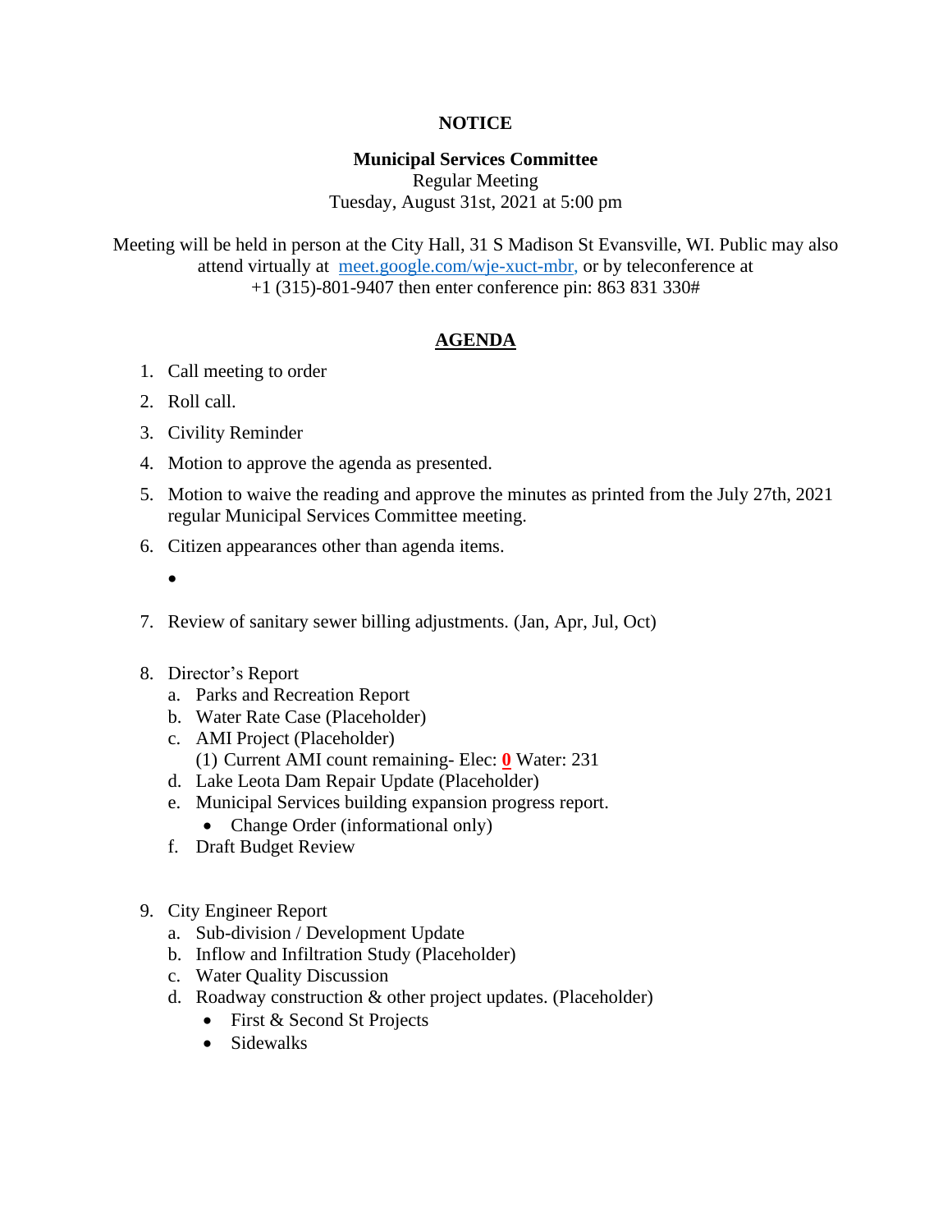**NOTICE**

**Municipal Services Committee**
Regular Meeting
Tuesday, August 31st, 2021 at 5:00 pm

Meeting will be held in person at the City Hall, 31 S Madison St Evansville, WI. Public may also attend virtually at [meet.google.com/wje-xuct-mbr,](meet.google.com/wje-xuct-mbr) or by teleconference at +1 (315)-801-9407 then enter conference pin: 863 831 330#

**AGENDA**

1. Call meeting to order
2. Roll call.
3. Civility Reminder
4. Motion to approve the agenda as presented.
5. Motion to waive the reading and approve the minutes as printed from the July 27th, 2021 regular Municipal Services Committee meeting.
6. Citizen appearances other than agenda items.
   - 
7. Review of sanitary sewer billing adjustments. (Jan, Apr, Jul, Oct)
8. Director's Report
   a. Parks and Recreation Report
   b. Water Rate Case (Placeholder)
   c. AMI Project (Placeholder)
      (1) Current AMI count remaining- Elec: **0** Water: 231
   d. Lake Leota Dam Repair Update (Placeholder)
   e. Municipal Services building expansion progress report.
      - Change Order (informational only)
   f. Draft Budget Review
9. City Engineer Report
   a. Sub-division / Development Update
   b. Inflow and Infiltration Study (Placeholder)
   c. Water Quality Discussion
   d. Roadway construction & other project updates. (Placeholder)
      - First & Second St Projects
      - Sidewalks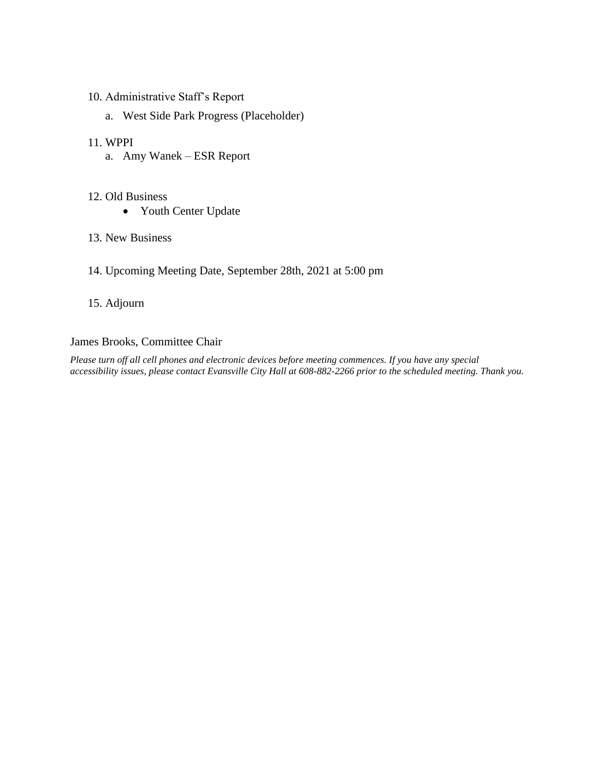10. Administrative Staff's Report
    a. West Side Park Progress (Placeholder)

11. WPPI
    a. Amy Wanek – ESR Report

12. Old Business
    - Youth Center Update

13. New Business

14. Upcoming Meeting Date, September 28th, 2021 at 5:00 pm

15. Adjourn

James Brooks, Committee Chair

*Please turn off all cell phones and electronic devices before meeting commences. If you have any special accessibility issues, please contact Evansville City Hall at 608-882-2266 prior to the scheduled meeting. Thank you.*